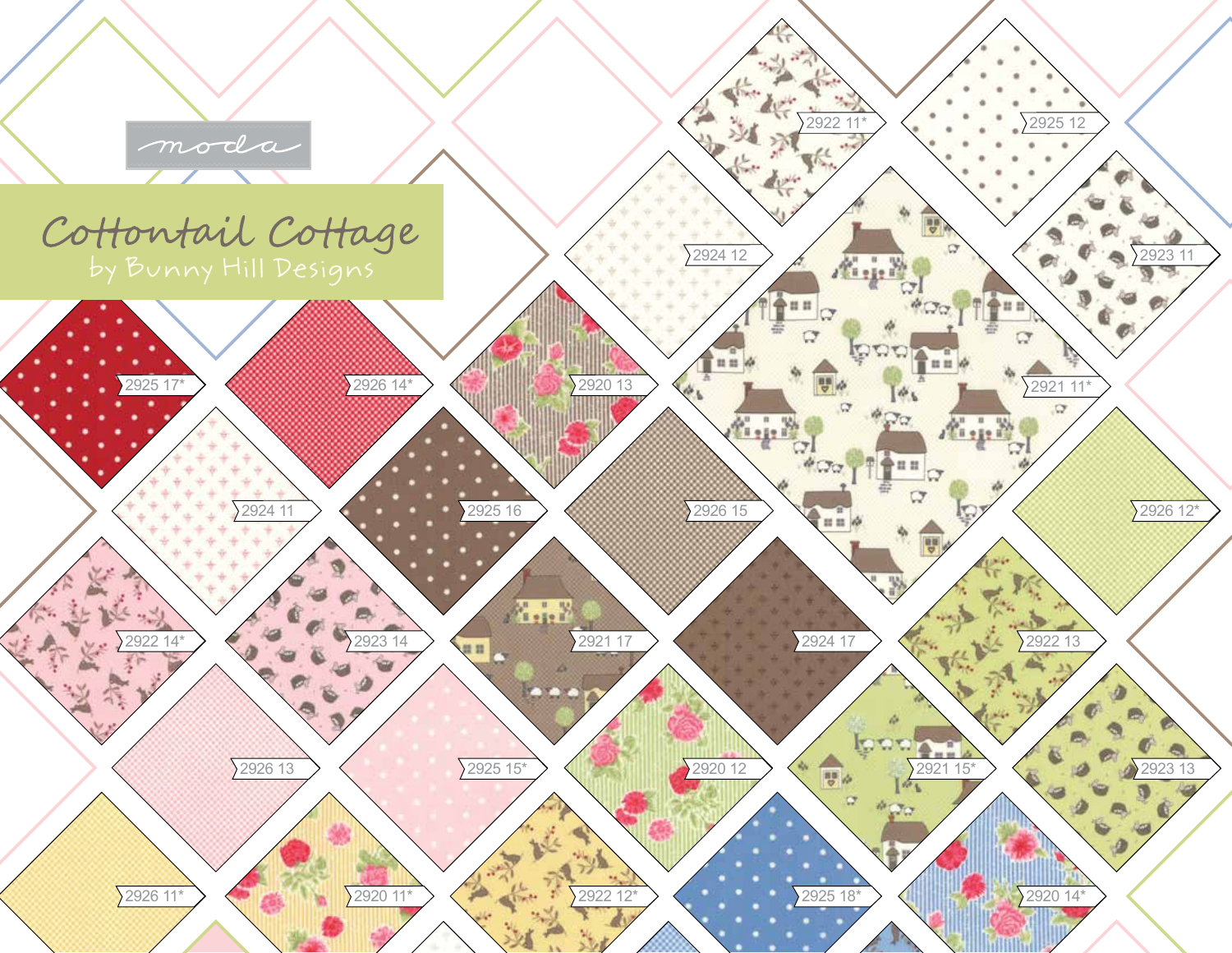moda

# Cottontail Cottage

by Bunny Hill Designs

2922 11*

2925 12

2924 12

2923 11

2925 17*

2926 14*

2920 13

2921 11*

2924 11

2925 16

2926 15

2926 12*

2922 14*

2923 14

2921 17

2924 17

2922 13

2926 13

2925 15*

2920 12

2921 15*

2923 13

2926 11*

2920 11*

2922 12*

2925 18*

2920 14*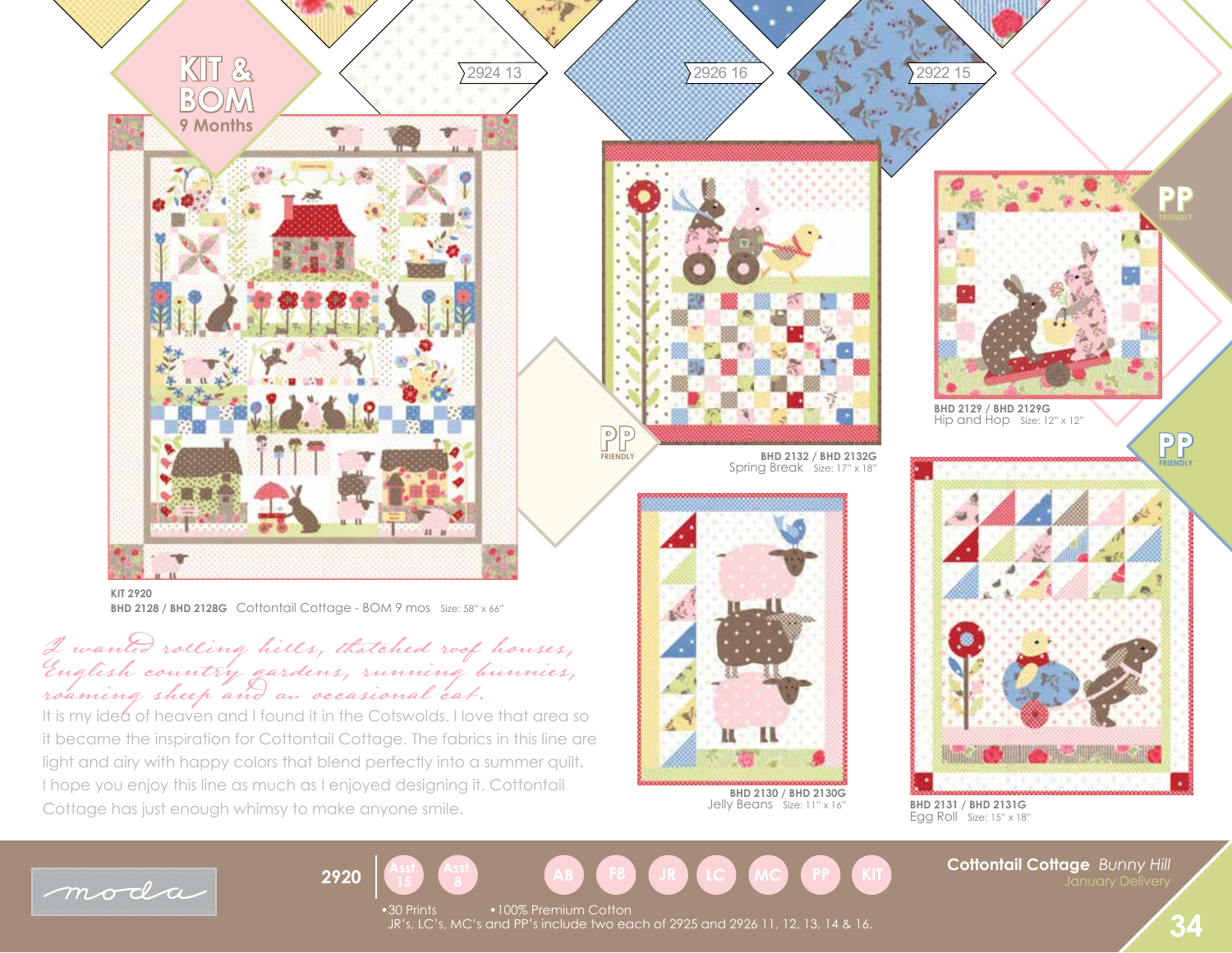KIT & BOM
9 Months

2924 13

2926 16

2922 15

PP FRIENDLY

KIT 2920
**BHD 2128 / BHD 2128G** Cottontail Cottage - BOM 9 mos Size: 58" x 66"

**BHD 2132 / BHD 2132G**
Spring Break Size: 17" x 18"

**BHD 2129 / BHD 2129G**
Hip and Hop Size: 12" x 12"

**BHD 2130 / BHD 2130G**
Jelly Beans Size: 11" x 16"

**BHD 2131 / BHD 2131G**
Egg Roll Size: 15" x 18"

*I wanted rolling hills, thatched roof houses, English country gardens, running bunnies, roaming sheep and an occasional cat.*

It is my idea of heaven and I found it in the Cotswolds. I love that area so it became the inspiration for Cottontail Cottage. The fabrics in this line are light and airy with happy colors that blend perfectly into a summer quilt. I hope you enjoy this line as much as I enjoyed designing it. Cottontail Cottage has just enough whimsy to make anyone smile.

moda

**2920** Asst. 15 Asst. 8 AB F8 JR LC MC PP KIT

• 30 Prints • 100% Premium Cotton
JR's, LC's, MC's and PP's include two each of 2925 and 2926 11, 12, 13, 14 & 16.

**Cottontail Cottage** *Bunny Hill*
January Delivery